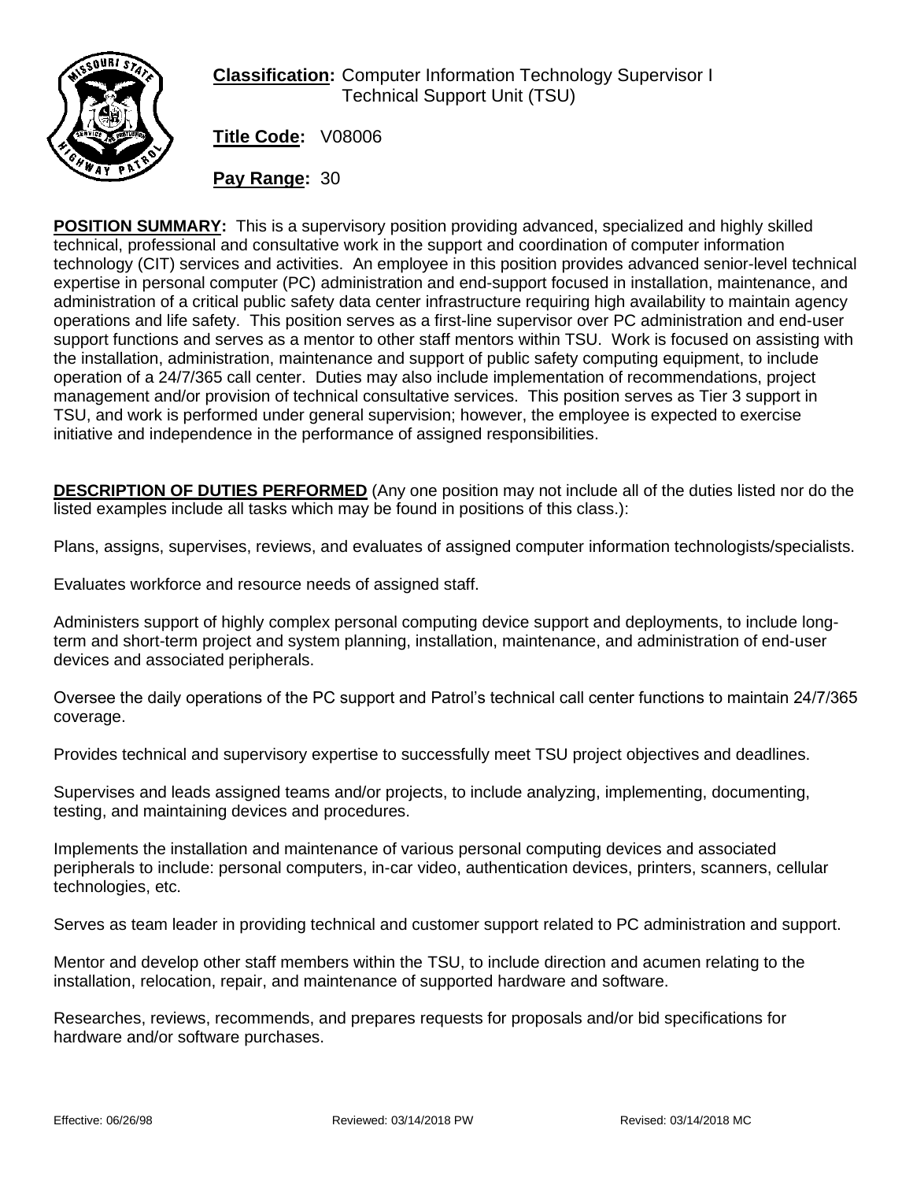**Classification:** Computer Information Technology Supervisor I
Technical Support Unit (TSU)

**Title Code:** V08006

**Pay Range:** 30

**POSITION SUMMARY:** This is a supervisory position providing advanced, specialized and highly skilled technical, professional and consultative work in the support and coordination of computer information technology (CIT) services and activities. An employee in this position provides advanced senior-level technical expertise in personal computer (PC) administration and end-support focused in installation, maintenance, and administration of a critical public safety data center infrastructure requiring high availability to maintain agency operations and life safety. This position serves as a first-line supervisor over PC administration and end-user support functions and serves as a mentor to other staff mentors within TSU. Work is focused on assisting with the installation, administration, maintenance and support of public safety computing equipment, to include operation of a 24/7/365 call center. Duties may also include implementation of recommendations, project management and/or provision of technical consultative services. This position serves as Tier 3 support in TSU, and work is performed under general supervision; however, the employee is expected to exercise initiative and independence in the performance of assigned responsibilities.

**DESCRIPTION OF DUTIES PERFORMED** (Any one position may not include all of the duties listed nor do the listed examples include all tasks which may be found in positions of this class.):

Plans, assigns, supervises, reviews, and evaluates of assigned computer information technologists/specialists.

Evaluates workforce and resource needs of assigned staff.

Administers support of highly complex personal computing device support and deployments, to include long-term and short-term project and system planning, installation, maintenance, and administration of end-user devices and associated peripherals.

Oversee the daily operations of the PC support and Patrol's technical call center functions to maintain 24/7/365 coverage.

Provides technical and supervisory expertise to successfully meet TSU project objectives and deadlines.

Supervises and leads assigned teams and/or projects, to include analyzing, implementing, documenting, testing, and maintaining devices and procedures.

Implements the installation and maintenance of various personal computing devices and associated peripherals to include: personal computers, in-car video, authentication devices, printers, scanners, cellular technologies, etc.

Serves as team leader in providing technical and customer support related to PC administration and support.

Mentor and develop other staff members within the TSU, to include direction and acumen relating to the installation, relocation, repair, and maintenance of supported hardware and software.

Researches, reviews, recommends, and prepares requests for proposals and/or bid specifications for hardware and/or software purchases.

Effective: 06/26/98 Reviewed: 03/14/2018 PW Revised: 03/14/2018 MC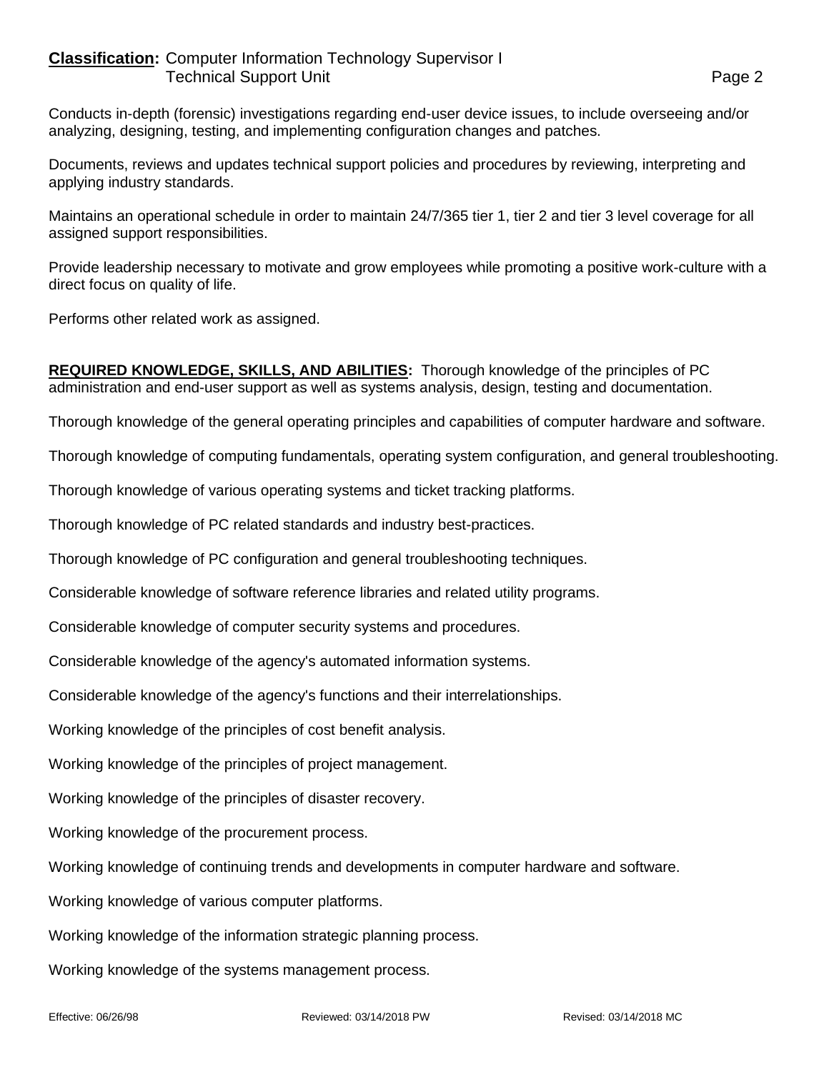Conducts in-depth (forensic) investigations regarding end-user device issues, to include overseeing and/or analyzing, designing, testing, and implementing configuration changes and patches.

Documents, reviews and updates technical support policies and procedures by reviewing, interpreting and applying industry standards.

Maintains an operational schedule in order to maintain 24/7/365 tier 1, tier 2 and tier 3 level coverage for all assigned support responsibilities.

Provide leadership necessary to motivate and grow employees while promoting a positive work-culture with a direct focus on quality of life.

Performs other related work as assigned.

**REQUIRED KNOWLEDGE, SKILLS, AND ABILITIES:** Thorough knowledge of the principles of PC administration and end-user support as well as systems analysis, design, testing and documentation.

Thorough knowledge of the general operating principles and capabilities of computer hardware and software.

Thorough knowledge of computing fundamentals, operating system configuration, and general troubleshooting.

Thorough knowledge of various operating systems and ticket tracking platforms.

Thorough knowledge of PC related standards and industry best-practices.

Thorough knowledge of PC configuration and general troubleshooting techniques.

Considerable knowledge of software reference libraries and related utility programs.

Considerable knowledge of computer security systems and procedures.

Considerable knowledge of the agency's automated information systems.

Considerable knowledge of the agency's functions and their interrelationships.

Working knowledge of the principles of cost benefit analysis.

Working knowledge of the principles of project management.

Working knowledge of the principles of disaster recovery.

Working knowledge of the procurement process.

Working knowledge of continuing trends and developments in computer hardware and software.

Working knowledge of various computer platforms.

Working knowledge of the information strategic planning process.

Working knowledge of the systems management process.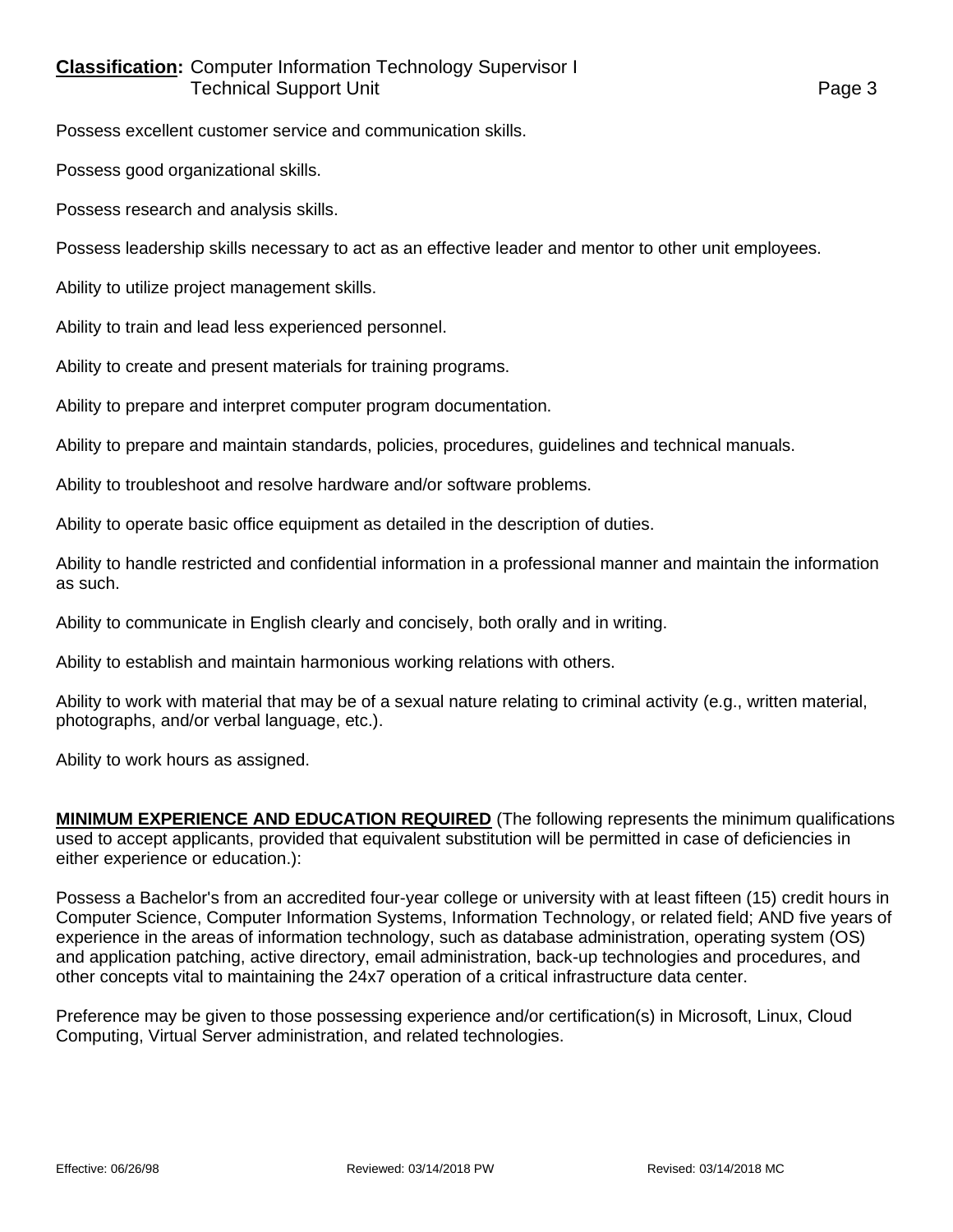Possess excellent customer service and communication skills.

Possess good organizational skills.

Possess research and analysis skills.

Possess leadership skills necessary to act as an effective leader and mentor to other unit employees.

Ability to utilize project management skills.

Ability to train and lead less experienced personnel.

Ability to create and present materials for training programs.

Ability to prepare and interpret computer program documentation.

Ability to prepare and maintain standards, policies, procedures, guidelines and technical manuals.

Ability to troubleshoot and resolve hardware and/or software problems.

Ability to operate basic office equipment as detailed in the description of duties.

Ability to handle restricted and confidential information in a professional manner and maintain the information as such.

Ability to communicate in English clearly and concisely, both orally and in writing.

Ability to establish and maintain harmonious working relations with others.

Ability to work with material that may be of a sexual nature relating to criminal activity (e.g., written material, photographs, and/or verbal language, etc.).

Ability to work hours as assigned.

**MINIMUM EXPERIENCE AND EDUCATION REQUIRED** (The following represents the minimum qualifications used to accept applicants, provided that equivalent substitution will be permitted in case of deficiencies in either experience or education.):

Possess a Bachelor's from an accredited four-year college or university with at least fifteen (15) credit hours in Computer Science, Computer Information Systems, Information Technology, or related field; AND five years of experience in the areas of information technology, such as database administration, operating system (OS) and application patching, active directory, email administration, back-up technologies and procedures, and other concepts vital to maintaining the 24x7 operation of a critical infrastructure data center.

Preference may be given to those possessing experience and/or certification(s) in Microsoft, Linux, Cloud Computing, Virtual Server administration, and related technologies.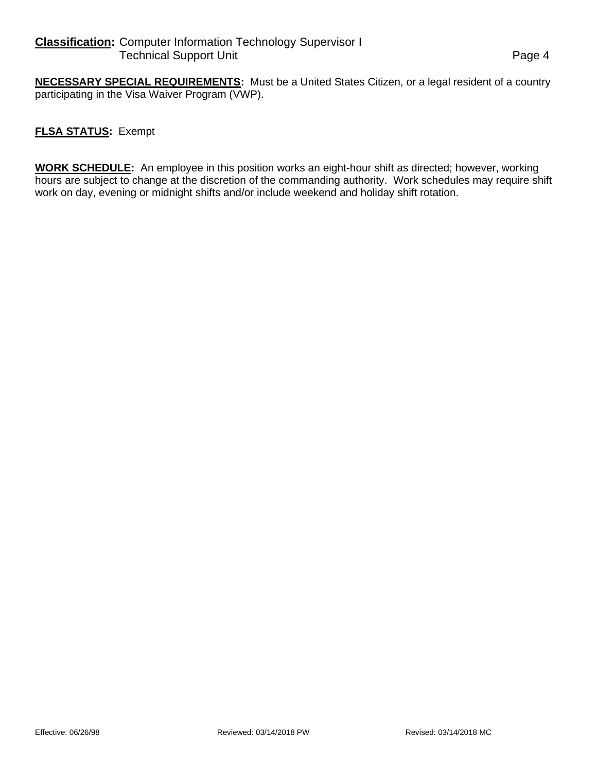**NECESSARY SPECIAL REQUIREMENTS:** Must be a United States Citizen, or a legal resident of a country participating in the Visa Waiver Program (VWP).

**FLSA STATUS:** Exempt

**WORK SCHEDULE:** An employee in this position works an eight-hour shift as directed; however, working hours are subject to change at the discretion of the commanding authority. Work schedules may require shift work on day, evening or midnight shifts and/or include weekend and holiday shift rotation.